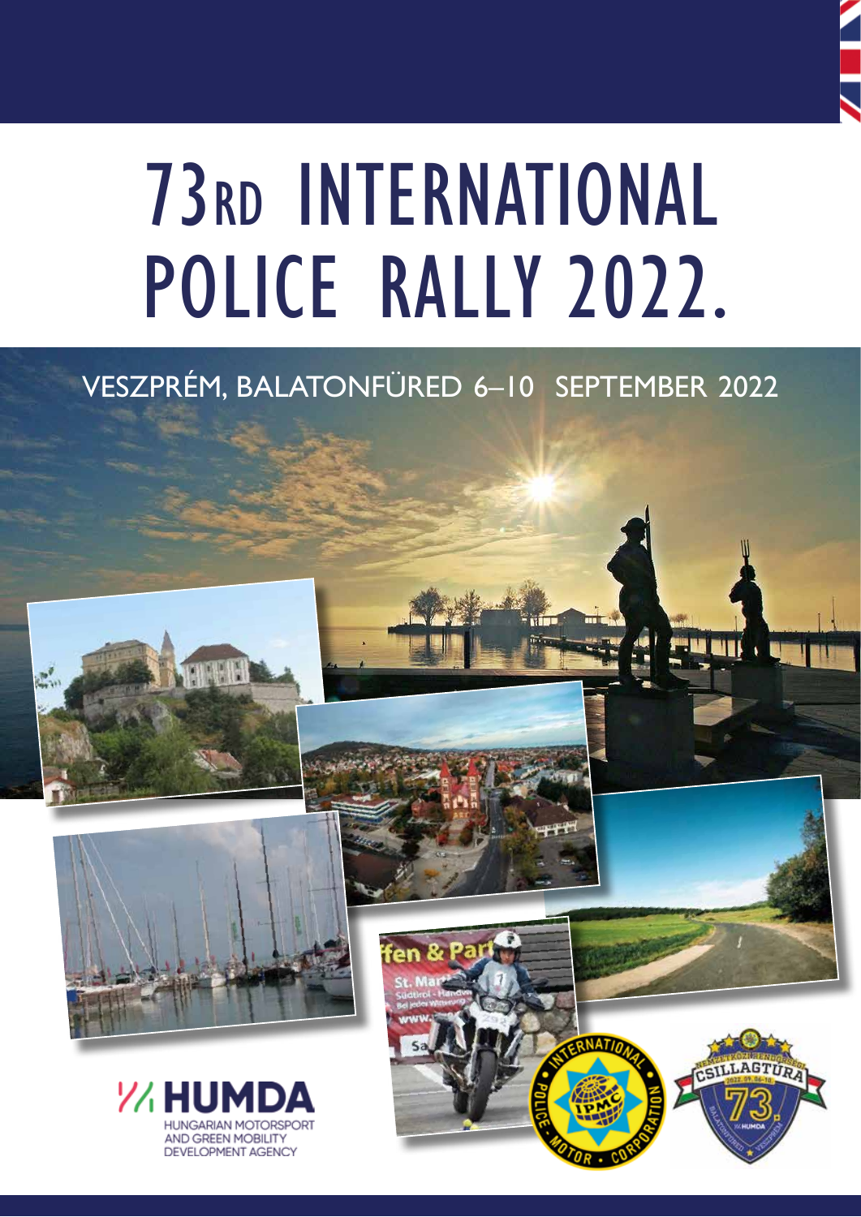# 73RD INTERNATIONAL POLICE RALLY 2022.

VESZPRÉM, BALATONFÜRED 6–10 SEPTEMBER 2022

HUMDA
HUNGARIAN MOTORSPORT AND GREEN MOBILITY DEVELOPMENT AGENCY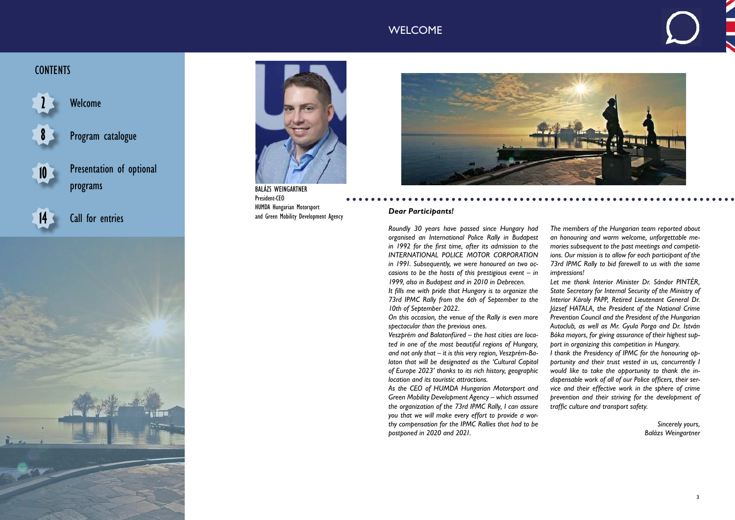# WELCOME

## CONTENTS

2 Welcome

8 Program catalogue

10 Presentation of optional programs

14 Call for entries

BALÁZS WEINGARTNER
President-CEO
HUMDA Hungarian Motorsport
and Green Mobility Development Agency

***Dear Participants!***

*Roundly 30 years have passed since Hungary had organised an International Police Rally in Budapest in 1992 for the first time, after its admission to the INTERNATIONAL POLICE MOTOR CORPORATION in 1991. Subsequently, we were honoured on two occasions to be the hosts of this prestigious event – in 1999, also in Budapest and in 2010 in Debrecen.*

*It fills me with pride that Hungary is to organize the 73rd IPMC Rally from the 6th of September to the 10th of September 2022.*

*On this occasion, the venue of the Rally is even more spectacular than the previous ones.*

*Veszprém and Balatonfüred – the host cities are located in one of the most beautiful regions of Hungary, and not only that – it is this very region, Veszprém-Balaton that will be designated as the 'Cultural Capital of Europe 2023' thanks to its rich history, geographic location and its touristic attractions.*

*As the CEO of HUMDA Hungarian Motorsport and Green Mobility Development Agency – which assumed the organization of the 73rd IPMC Rally, I can assure you that we will make every effort to provide a worthy compensation for the IPMC Rallies that had to be postponed in 2020 and 2021.*

*The members of the Hungarian team reported about an honouring and warm welcome, unforgettable memories subsequent to the past meetings and competitions. Our mission is to allow for each participant of the 73rd IPMC Rally to bid farewell to us with the same impressions!*

*Let me thank Interior Minister Dr. Sándor PINTÉR, State Secretary for Internal Security of the Ministry of Interior Károly PAPP, Retired Lieutenant General Dr. József HATALA, the President of the National Crime Prevention Council and the President of the Hungarian Autoclub, as well as Mr. Gyula Porga and Dr. István Bóka mayors, for giving assurance of their highest support in organizing this competition in Hungary.*

*I thank the Presidency of IPMC for the honouring opportunity and their trust vested in us, concurrently I would like to take the opportunity to thank the indispensable work of all of our Police officers, their service and their effective work in the sphere of crime prevention and their striving for the development of traffic culture and transport safety.*

*Sincerely yours,*
*Balázs Weingartner*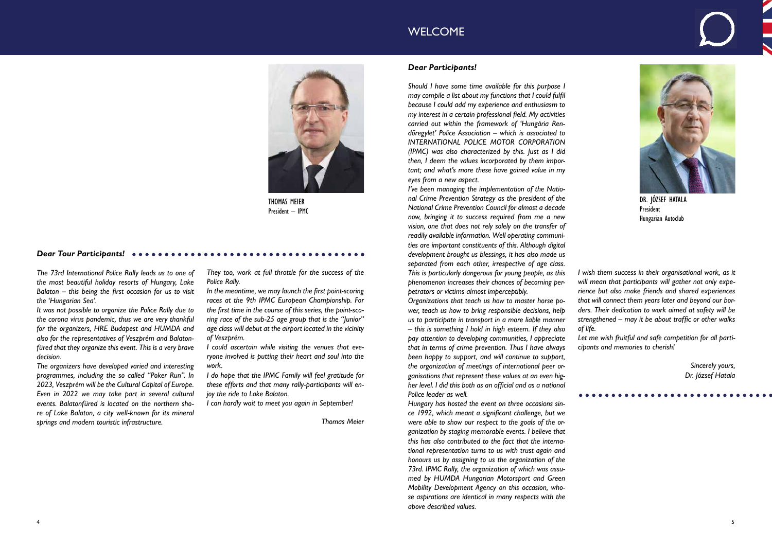# WELCOME

THOMAS MEIER
President – IPMC

### *Dear Tour Participants!*

*The 73rd International Police Rally leads us to one of the most beautiful holiday resorts of Hungary, Lake Balaton – this being the first occasion for us to visit the 'Hungarian Sea'.*

*It was not possible to organize the Police Rally due to the corona virus pandemic, thus we are very thankful for the organizers, HRE Budapest and HUMDA and also for the representatives of Veszprém and Balatonfüred that they organize this event. This is a very brave decision.*

*The organizers have developed varied and interesting programmes, including the so called "Poker Run". In 2023, Veszprém will be the Cultural Capital of Europe. Even in 2022 we may take part in several cultural events. Balatonfüred is located on the northern shore of Lake Balaton, a city well-known for its mineral springs and modern touristic infrastructure.*

*They too, work at full throttle for the success of the Police Rally.*

*In the meantime, we may launch the first point-scoring races at the 9th IPMC European Championship. For the first time in the course of this series, the point-scoring race of the sub-25 age group that is the "Junior" age class will debut at the airport located in the vicinity of Veszprém.*

*I could ascertain while visiting the venues that everyone involved is putting their heart and soul into the work.*

*I do hope that the IPMC Family will feel gratitude for these efforts and that many rally-participants will enjoy the ride to Lake Balaton.*

*I can hardly wait to meet you again in September!*

*Thomas Meier*

### *Dear Participants!*

DR. JÓZSEF HATALA
President
Hungarian Autoclub

*Should I have some time available for this purpose I may compile a list about my functions that I could fulfil because I could add my experience and enthusiasm to my interest in a certain professional field. My activities carried out within the framework of 'Hungária Rendőregylet' Police Association – which is associated to INTERNATIONAL POLICE MOTOR CORPORATION (IPMC) was also characterized by this. Just as I did then, I deem the values incorporated by them important; and what's more these have gained value in my eyes from a new aspect.*

*I've been managing the implementation of the National Crime Prevention Strategy as the president of the National Crime Prevention Council for almost a decade now, bringing it to success required from me a new vision, one that does not rely solely on the transfer of readily available information. Well operating communities are important constituents of this. Although digital development brought us blessings, it has also made us separated from each other, irrespective of age class. This is particularly dangerous for young people, as this phenomenon increases their chances of becoming perpetrators or victims almost imperceptibly.*

*Organizations that teach us how to master horse power, teach us how to bring responsible decisions, help us to participate in transport in a more liable manner – this is something I hold in high esteem. If they also pay attention to developing communities, I appreciate that in terms of crime prevention. Thus I have always been happy to support, and will continue to support, the organization of meetings of international peer organisations that represent these values at an even higher level. I did this both as an official and as a national Police leader as well.*

*Hungary has hosted the event on three occasions since 1992, which meant a significant challenge, but we were able to show our respect to the goals of the organization by staging memorable events. I believe that this has also contributed to the fact that the international representation turns to us with trust again and honours us by assigning to us the organization of the 73rd. IPMC Rally, the organization of which was assumed by HUMDA Hungarian Motorsport and Green Mobility Development Agency on this occasion, whose aspirations are identical in many respects with the above described values.*

*I wish them success in their organisational work, as it will mean that participants will gather not only experience but also make friends and shared experiences that will connect them years later and beyond our borders. Their dedication to work aimed at safety will be strengthened – may it be about traffic or other walks of life.*

*Let me wish fruitful and safe competition for all participants and memories to cherish!*

*Sincerely yours,*
*Dr. József Hatala*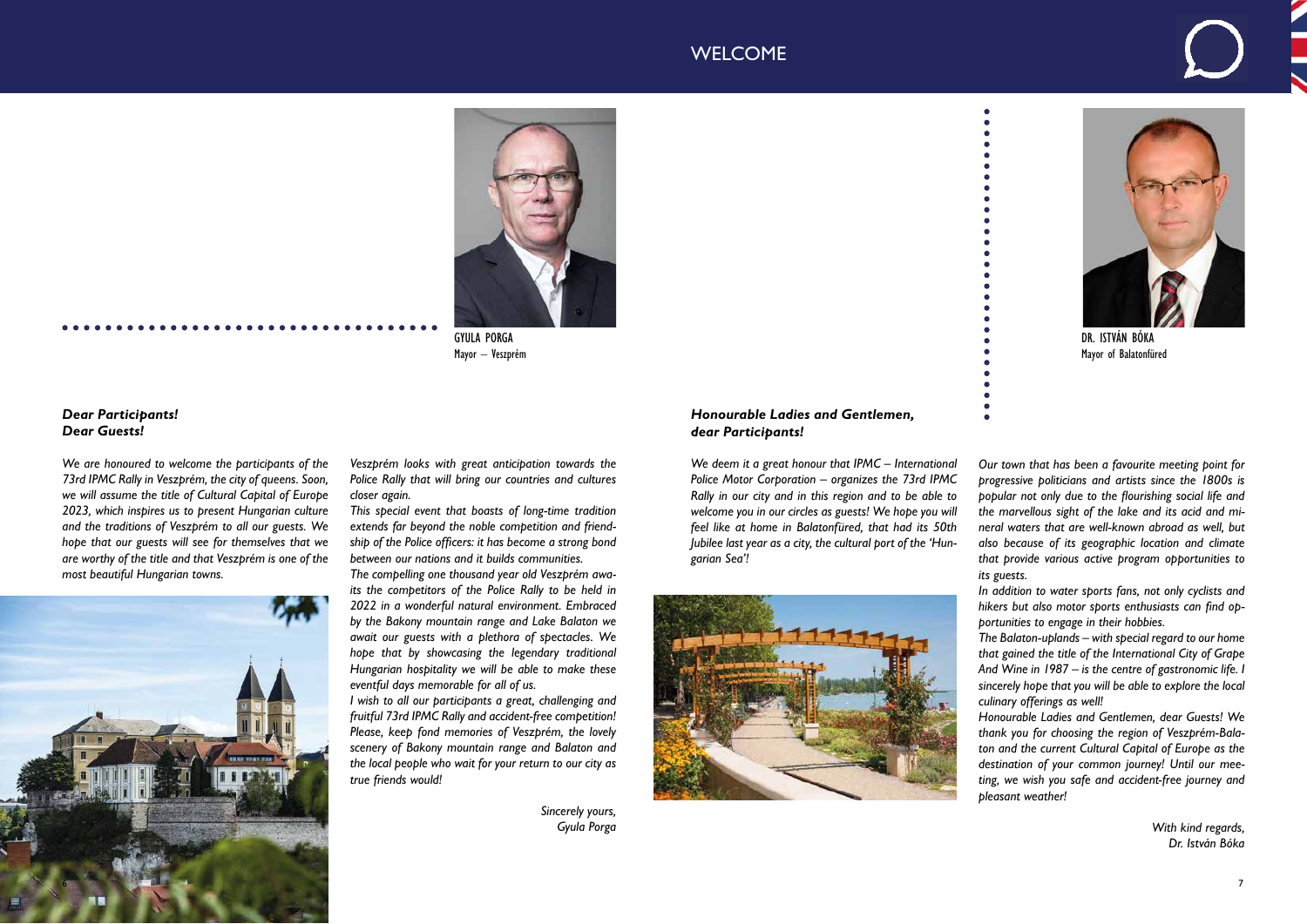# WELCOME

GYULA PORGA
Mayor – Veszprém

***Dear Participants!***
***Dear Guests!***

*We are honoured to welcome the participants of the 73rd IPMC Rally in Veszprém, the city of queens. Soon, we will assume the title of Cultural Capital of Europe 2023, which inspires us to present Hungarian culture and the traditions of Veszprém to all our guests. We hope that our guests will see for themselves that we are worthy of the title and that Veszprém is one of the most beautiful Hungarian towns.*

*Veszprém looks with great anticipation towards the Police Rally that will bring our countries and cultures closer again.*

*This special event that boasts of long-time tradition extends far beyond the noble competition and friendship of the Police officers: it has become a strong bond between our nations and it builds communities.*

*The compelling one thousand year old Veszprém awaits the competitors of the Police Rally to be held in 2022 in a wonderful natural environment. Embraced by the Bakony mountain range and Lake Balaton we await our guests with a plethora of spectacles. We hope that by showcasing the legendary traditional Hungarian hospitality we will be able to make these eventful days memorable for all of us.*

*I wish to all our participants a great, challenging and fruitful 73rd IPMC Rally and accident-free competition! Please, keep fond memories of Veszprém, the lovely scenery of Bakony mountain range and Balaton and the local people who wait for your return to our city as true friends would!*

*Sincerely yours,*
*Gyula Porga*

DR. ISTVÁN BÓKA
Mayor of Balatonfüred

***Honourable Ladies and Gentlemen,***
***dear Participants!***

*We deem it a great honour that IPMC – International Police Motor Corporation – organizes the 73rd IPMC Rally in our city and in this region and to be able to welcome you in our circles as guests! We hope you will feel like at home in Balatonfüred, that had its 50th Jubilee last year as a city, the cultural port of the 'Hungarian Sea'!*

*Our town that has been a favourite meeting point for progressive politicians and artists since the 1800s is popular not only due to the flourishing social life and the marvellous sight of the lake and its acid and mineral waters that are well-known abroad as well, but also because of its geographic location and climate that provide various active program opportunities to its guests.*

*In addition to water sports fans, not only cyclists and hikers but also motor sports enthusiasts can find opportunities to engage in their hobbies.*

*The Balaton-uplands – with special regard to our home that gained the title of the International City of Grape And Wine in 1987 – is the centre of gastronomic life. I sincerely hope that you will be able to explore the local culinary offerings as well!*

*Honourable Ladies and Gentlemen, dear Guests! We thank you for choosing the region of Veszprém-Balaton and the current Cultural Capital of Europe as the destination of your common journey! Until our meeting, we wish you safe and accident-free journey and pleasant weather!*

*With kind regards,*
*Dr. István Bóka*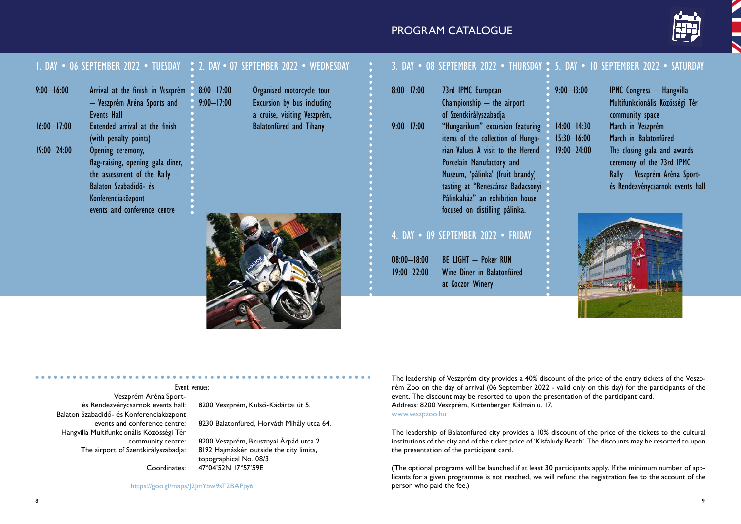# PROGRAM CATALOGUE

## 1. DAY • 06 SEPTEMBER 2022 • TUESDAY

| | |
|---|---|
| 9:00–16:00 | Arrival at the finish in Veszprém – Veszprém Aréna Sports and Events Hall |
| 16:00–17:00 | Extended arrival at the finish (with penalty points) |
| 19:00–24:00 | Opening ceremony, flag-raising, opening gala diner, the assessment of the Rally – Balaton Szabadidő- és Konferenciaközpont events and conference centre |

## 2. DAY • 07 SEPTEMBER 2022 • WEDNESDAY

| | |
|---|---|
| 8:00–17:00 | Organised motorcycle tour |
| 9:00–17:00 | Excursion by bus including a cruise, visiting Veszprém, Balatonfüred and Tihany |

## 3. DAY • 08 SEPTEMBER 2022 • THURSDAY

| | |
|---|---|
| 8:00–17:00 | 73rd IPMC European Championship – the airport of Szentkirályszabadja |
| 9:00–17:00 | "Hungarikum" excursion featuring items of the collection of Hungarian Values A visit to the Herend Porcelain Manufactory and Museum, 'pálinka' (fruit brandy) tasting at "Reneszánsz Badacsonyi Pálinkaház" an exhibition house focused on distilling pálinka. |

## 4. DAY • 09 SEPTEMBER 2022 • FRIDAY

| | |
|---|---|
| 08:00–18:00 | BE LIGHT – Poker RUN |
| 19:00–22:00 | Wine Diner in Balatonfüred at Koczor Winery |

## 5. DAY • 10 SEPTEMBER 2022 • SATURDAY

| | |
|---|---|
| 9:00–13:00 | IPMC Congress – Hangvilla Multifunkcionális Közösségi Tér community space |
| 14:00–14:30 | March in Veszprém |
| 15:30–16:00 | March in Balatonfüred |
| 19:00–24:00 | The closing gala and awards ceremony of the 73rd IPMC Rally – Veszprém Aréna Sport- és Rendezvénycsarnok events hall |

**Event venues:**

| | |
|---|---|
| Veszprém Aréna Sport- és Rendezvénycsarnok events hall: | 8200 Veszprém, Külső-Kádártai út 5. |
| Balaton Szabadidő- és Konferenciaközpont events and conference centre: | 8230 Balatonfüred, Horváth Mihály utca 64. |
| Hangvilla Multifunkcionális Közösségi Tér community centre: | 8200 Veszprém, Brusznyai Árpád utca 2. |
| The airport of Szentkirályszabadja: | 8192 Hajmáskér, outside the city limits, topographical No. 08/3 |
| Coordinates: | 47°04'52N 17°57'59E |

https://goo.gl/maps/J2JmYbw9sT2BAPpy6

The leadership of Veszprém city provides a 40% discount of the price of the entry tickets of the Veszprém Zoo on the day of arrival (06 September 2022 - valid only on this day) for the participants of the event. The discount may be resorted to upon the presentation of the participant card.
Address: 8200 Veszprém, Kittenberger Kálmán u. 17.
www.veszpzoo.hu

The leadership of Balatonfüred city provides a 10% discount of the price of the tickets to the cultural institutions of the city and of the ticket price of 'Kisfaludy Beach'. The discounts may be resorted to upon the presentation of the participant card.

(The optional programs will be launched if at least 30 participants apply. If the minimum number of applicants for a given programme is not reached, we will refund the registration fee to the account of the person who paid the fee.)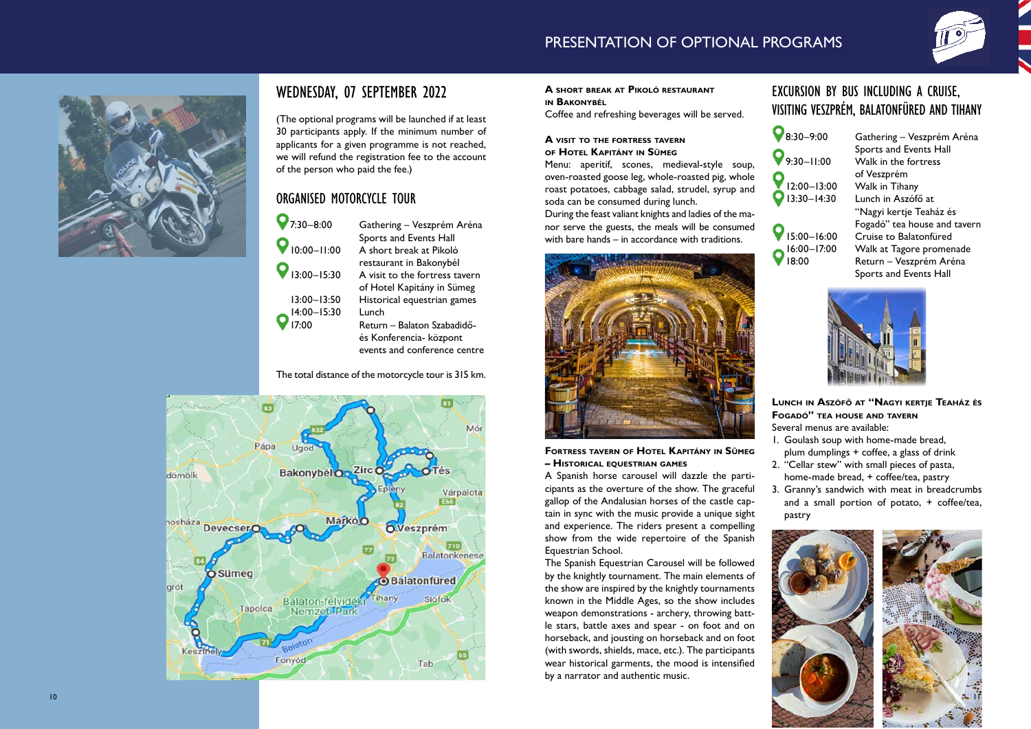# PRESENTATION OF OPTIONAL PROGRAMS

## WEDNESDAY, 07 SEPTEMBER 2022

(The optional programs will be launched if at least 30 participants apply. If the minimum number of applicants for a given programme is not reached, we will refund the registration fee to the account of the person who paid the fee.)

### ORGANISED MOTORCYCLE TOUR

| | |
|---|---|
| 7:30–8:00 | Gathering – Veszprém Aréna Sports and Events Hall |
| 10:00–11:00 | A short break at Pikoló restaurant in Bakonybél |
| 13:00–15:30 | A visit to the fortress tavern of Hotel Kapitány in Sümeg |
| 13:00–13:50 | Historical equestrian games |
| 14:00–15:30 | Lunch |
| 17:00 | Return – Balaton Szabadidő- és Konferencia- központ events and conference centre |

The total distance of the motorcycle tour is 315 km.

**A short break at Pikoló restaurant in Bakonybél**
Coffee and refreshing beverages will be served.

**A visit to the fortress tavern of Hotel Kapitány in Sümeg**
Menu: aperitif, scones, medieval-style soup, oven-roasted goose leg, whole-roasted pig, whole roast potatoes, cabbage salad, strudel, syrup and soda can be consumed during lunch.
During the feast valiant knights and ladies of the manor serve the guests, the meals will be consumed with bare hands – in accordance with traditions.

**Fortress tavern of Hotel Kapitány in Sümeg – Historical equestrian games**
A Spanish horse carousel will dazzle the participants as the overture of the show. The graceful gallop of the Andalusian horses of the castle captain in sync with the music provide a unique sight and experience. The riders present a compelling show from the wide repertoire of the Spanish Equestrian School.
The Spanish Equestrian Carousel will be followed by the knightly tournament. The main elements of the show are inspired by the knightly tournaments known in the Middle Ages, so the show includes weapon demonstrations - archery, throwing battle stars, battle axes and spear - on foot and on horseback, and jousting on horseback and on foot (with swords, shields, mace, etc.). The participants wear historical garments, the mood is intensified by a narrator and authentic music.

### EXCURSION BY BUS INCLUDING A CRUISE, VISITING VESZPRÉM, BALATONFÜRED AND TIHANY

| | |
|---|---|
| 8:30–9:00 | Gathering – Veszprém Aréna Sports and Events Hall |
| 9:30–11:00 | Walk in the fortress of Veszprém |
| 12:00–13:00 | Walk in Tihany |
| 13:30–14:30 | Lunch in Aszófő at "Nagyi kertje Teaház és Fogadó" tea house and tavern |
| 15:00–16:00 | Cruise to Balatonfüred |
| 16:00–17:00 | Walk at Tagore promenade |
| 18:00 | Return – Veszprém Aréna Sports and Events Hall |

**Lunch in Aszófő at "Nagyi kertje Teaház és Fogadó" tea house and tavern**
Several menus are available:

1. Goulash soup with home-made bread, plum dumplings + coffee, a glass of drink
2. "Cellar stew" with small pieces of pasta, home-made bread, + coffee/tea, pastry
3. Granny's sandwich with meat in breadcrumbs and a small portion of potato, + coffee/tea, pastry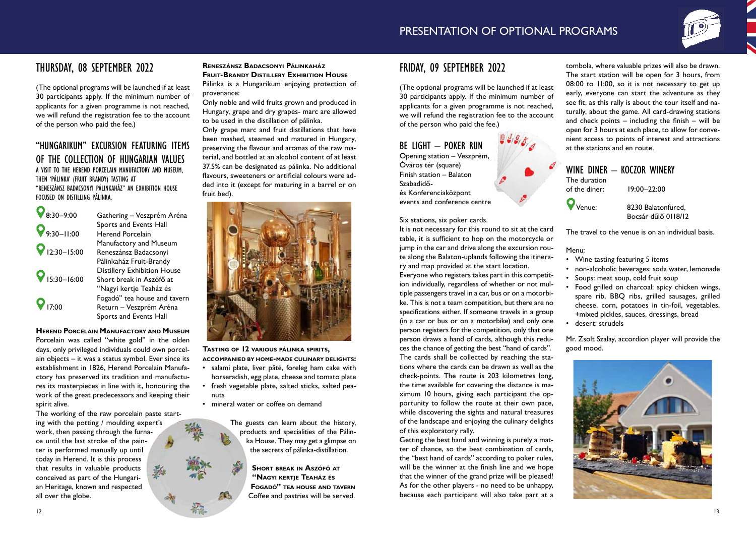# THURSDAY, 08 SEPTEMBER 2022

(The optional programs will be launched if at least 30 participants apply. If the minimum number of applicants for a given programme is not reached, we will refund the registration fee to the account of the person who paid the fee.)

## "HUNGARIKUM" EXCURSION FEATURING ITEMS OF THE COLLECTION OF HUNGARIAN VALUES

A VISIT TO THE HEREND PORCELAIN MANUFACTORY AND MUSEUM, THEN 'PÁLINKA' (FRUIT BRANDY) TASTING AT "RENESZÁNSZ BADACSONYI PÁLINKAHÁZ" AN EXHIBITION HOUSE FOCUSED ON DISTILLING PÁLINKA.

| | |
|---|---|
| 8:30–9:00 | Gathering – Veszprém Aréna Sports and Events Hall |
| 9:30–11:00 | Herend Porcelain Manufactory and Museum |
| 12:30–15:00 | Reneszánsz Badacsonyi Pálinkaház Fruit-Brandy Distillery Exhibition House |
| 15:30–16:00 | Short break in Aszófő at "Nagyi kertje Teaház és Fogadó" tea house and tavern |
| 17:00 | Return – Veszprém Aréna Sports and Events Hall |

**Herend Porcelain Manufactory and Museum**

Porcelain was called "white gold" in the olden days, only privileged individuals could own porcelain objects – it was a status symbol. Ever since its establishment in 1826, Herend Porcelain Manufactory has preserved its tradition and manufactures its masterpieces in line with it, honouring the work of the great predecessors and keeping their spirit alive.

The working of the raw porcelain paste starting with the potting / moulding expert's work, then passing through the furnace until the last stroke of the painter is performed manually up until today in Herend. It is this process that results in valuable products conceived as part of the Hungarian Heritage, known and respected all over the globe.

**Reneszánsz Badacsonyi Pálinkaház Fruit-Brandy Distillery Exhibition House**

Pálinka is a Hungarikum enjoying protection of provenance:

Only noble and wild fruits grown and produced in Hungary, grape and dry grapes- marc are allowed to be used in the distillation of pálinka.

Only grape marc and fruit distillations that have been mashed, steamed and matured in Hungary, preserving the flavour and aromas of the raw material, and bottled at an alcohol content of at least 37.5% can be designated as pálinka. No additional flavours, sweeteners or artificial colours were added into it (except for maturing in a barrel or on fruit bed).

**Tasting of 12 various pálinka spirits, accompanied by home-made culinary delights:**

- salami plate, liver pâté, foreleg ham cake with horseradish, egg plate, cheese and tomato plate
- fresh vegetable plate, salted sticks, salted peanuts
- mineral water or coffee on demand

The guests can learn about the history, products and specialities of the Pálinka House. They may get a glimpse on the secrets of pálinka-distillation.

**Short break in Aszófő at "Nagyi kertje Teaház és Fogadó" tea house and tavern**

Coffee and pastries will be served.

# FRIDAY, 09 SEPTEMBER 2022

(The optional programs will be launched if at least 30 participants apply. If the minimum number of applicants for a given programme is not reached, we will refund the registration fee to the account of the person who paid the fee.)

## BE LIGHT – POKER RUN

Opening station – Veszprém, Óváros tér (square)
Finish station – Balaton Szabadidő- és Konferenciaközpont events and conference centre

Six stations, six poker cards.

It is not necessary for this round to sit at the card table, it is sufficient to hop on the motorcycle or jump in the car and drive along the excursion route along the Balaton-uplands following the itinerary and map provided at the start location.

Everyone who registers takes part in this competition individually, regardless of whether or not multiple passengers travel in a car, bus or on a motorbike. This is not a team competition, but there are no specifications either. If someone travels in a group (in a car or bus or on a motorbike) and only one person registers for the competition, only that one person draws a hand of cards, although this reduces the chance of getting the best "hand of cards". The cards shall be collected by reaching the stations where the cards can be drawn as well as the check-points. The route is 203 kilometres long, the time available for covering the distance is maximum 10 hours, giving each participant the opportunity to follow the route at their own pace, while discovering the sights and natural treasures of the landscape and enjoying the culinary delights of this exploratory rally.

Getting the best hand and winning is purely a matter of chance, so the best combination of cards, the "best hand of cards" according to poker rules, will be the winner at the finish line and we hope that the winner of the grand prize will be pleased! As for the other players - no need to be unhappy, because each participant will also take part at a tombola, where valuable prizes will also be drawn. The start station will be open for 3 hours, from 08:00 to 11:00, so it is not necessary to get up early, everyone can start the adventure as they see fit, as this rally is about the tour itself and naturally, about the game. All card-drawing stations and check points – including the finish – will be open for 3 hours at each place, to allow for convenient access to points of interest and attractions at the stations and en route.

## WINE DINER – KOCZOR WINERY

| | |
|---|---|
| The duration of the diner: | 19:00–22:00 |
| Venue: | 8230 Balatonfüred, Bocsár dűlő 0118/12 |

The travel to the venue is on an individual basis.

Menu:

- Wine tasting featuring 5 items
- non-alcoholic beverages: soda water, lemonade
- Soups: meat soup, cold fruit soup
- Food grilled on charcoal: spicy chicken wings, spare rib, BBQ ribs, grilled sausages, grilled cheese, corn, potatoes in tin-foil, vegetables, +mixed pickles, sauces, dressings, bread
- desert: strudels

Mr. Zsolt Szalay, accordion player will provide the good mood.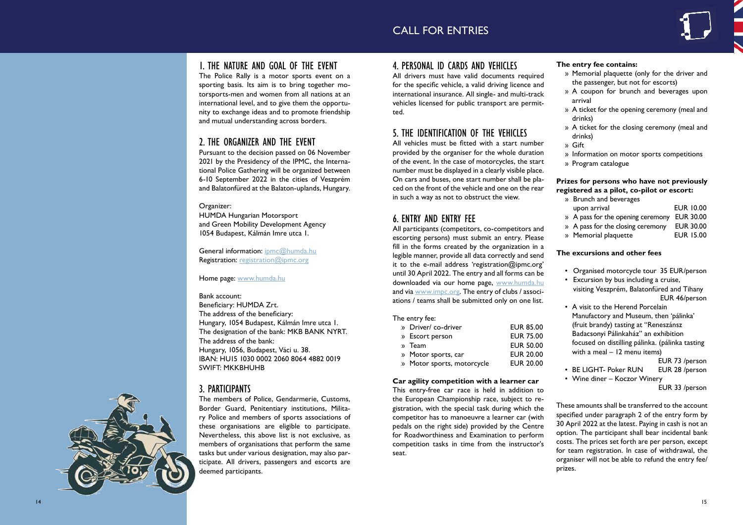# CALL FOR ENTRIES

## 1. THE NATURE AND GOAL OF THE EVENT

The Police Rally is a motor sports event on a sporting basis. Its aim is to bring together motorsports-men and women from all nations at an international level, and to give them the opportunity to exchange ideas and to promote friendship and mutual understanding across borders.

## 2. THE ORGANIZER AND THE EVENT

Pursuant to the decision passed on 06 November 2021 by the Presidency of the IPMC, the International Police Gathering will be organized between 6-10 September 2022 in the cities of Veszprém and Balatonfüred at the Balaton-uplands, Hungary.

Organizer:
HUMDA Hungarian Motorsport
and Green Mobility Development Agency
1054 Budapest, Kálmán Imre utca 1.

General information: ipmc@humda.hu
Registration: registration@ipmc.org

Home page: www.humda.hu

Bank account:
Beneficiary: HUMDA Zrt.
The address of the beneficiary:
Hungary, 1054 Budapest, Kálmán Imre utca 1.
The designation of the bank: MKB BANK NYRT.
The address of the bank:
Hungary, 1056, Budapest, Váci u. 38.
IBAN: HU15 1030 0002 2060 8064 4882 0019
SWIFT: MKKBHUHB

## 3. PARTICIPANTS

The members of Police, Gendarmerie, Customs, Border Guard, Penitentiary institutions, Military Police and members of sports associations of these organisations are eligible to participate. Nevertheless, this above list is not exclusive, as members of organisations that perform the same tasks but under various designation, may also participate. All drivers, passengers and escorts are deemed participants.

## 4. PERSONAL ID CARDS AND VEHICLES

All drivers must have valid documents required for the specific vehicle, a valid driving licence and international insurance. All single- and multi-track vehicles licensed for public transport are permitted.

## 5. THE IDENTIFICATION OF THE VEHICLES

All vehicles must be fitted with a start number provided by the organiser for the whole duration of the event. In the case of motorcycles, the start number must be displayed in a clearly visible place. On cars and buses, one start number shall be placed on the front of the vehicle and one on the rear in such a way as not to obstruct the view.

## 6. ENTRY AND ENTRY FEE

All participants (competitors, co-competitors and escorting persons) must submit an entry. Please fill in the forms created by the organization in a legible manner, provide all data correctly and send it to the e-mail address 'registration@ipmc.org' until 30 April 2022. The entry and all forms can be downloaded via our home page, www.humda.hu and via www.impc.org. The entry of clubs / associations / teams shall be submitted only on one list.

The entry fee:

| | |
|---|---|
| » Driver/ co-driver | EUR 85.00 |
| » Escort person | EUR 75.00 |
| » Team | EUR 50.00 |
| » Motor sports, car | EUR 20.00 |
| » Motor sports, motorcycle | EUR 20.00 |

**Car agility competition with a learner car**

This entry-free car race is held in addition to the European Championship race, subject to registration, with the special task during which the competitor has to manoeuvre a learner car (with pedals on the right side) provided by the Centre for Roadworthiness and Examination to perform competition tasks in time from the instructor's seat.

**The entry fee contains:**

- » Memorial plaquette (only for the driver and the passenger, but not for escorts)
- » A coupon for brunch and beverages upon arrival
- » A ticket for the opening ceremony (meal and drinks)
- » A ticket for the closing ceremony (meal and drinks)
- » Gift
- » Information on motor sports competitions
- » Program catalogue

**Prizes for persons who have not previously registered as a pilot, co-pilot or escort:**

| | |
|---|---|
| » Brunch and beverages upon arrival | EUR 10.00 |
| » A pass for the opening ceremony | EUR 30.00 |
| » A pass for the closing ceremony | EUR 30.00 |
| » Memorial plaquette | EUR 15.00 |

**The excursions and other fees**

- Organised motorcycle tour 35 EUR/person
- Excursion by bus including a cruise, visiting Veszprém, Balatonfüred and Tihany EUR 46/person
- A visit to the Herend Porcelain Manufactory and Museum, then 'pálinka' (fruit brandy) tasting at "Reneszánsz Badacsonyi Pálinkaház" an exhibition focused on distilling pálinka. (pálinka tasting with a meal – 12 menu items) EUR 73 /person
- BE LIGHT- Poker RUN EUR 28 /person
- Wine diner – Koczor Winery EUR 33 /person

These amounts shall be transferred to the account specified under paragraph 2 of the entry form by 30 April 2022 at the latest. Paying in cash is not an option. The participant shall bear incidental bank costs. The prices set forth are per person, except for team registration. In case of withdrawal, the organiser will not be able to refund the entry fee/prizes.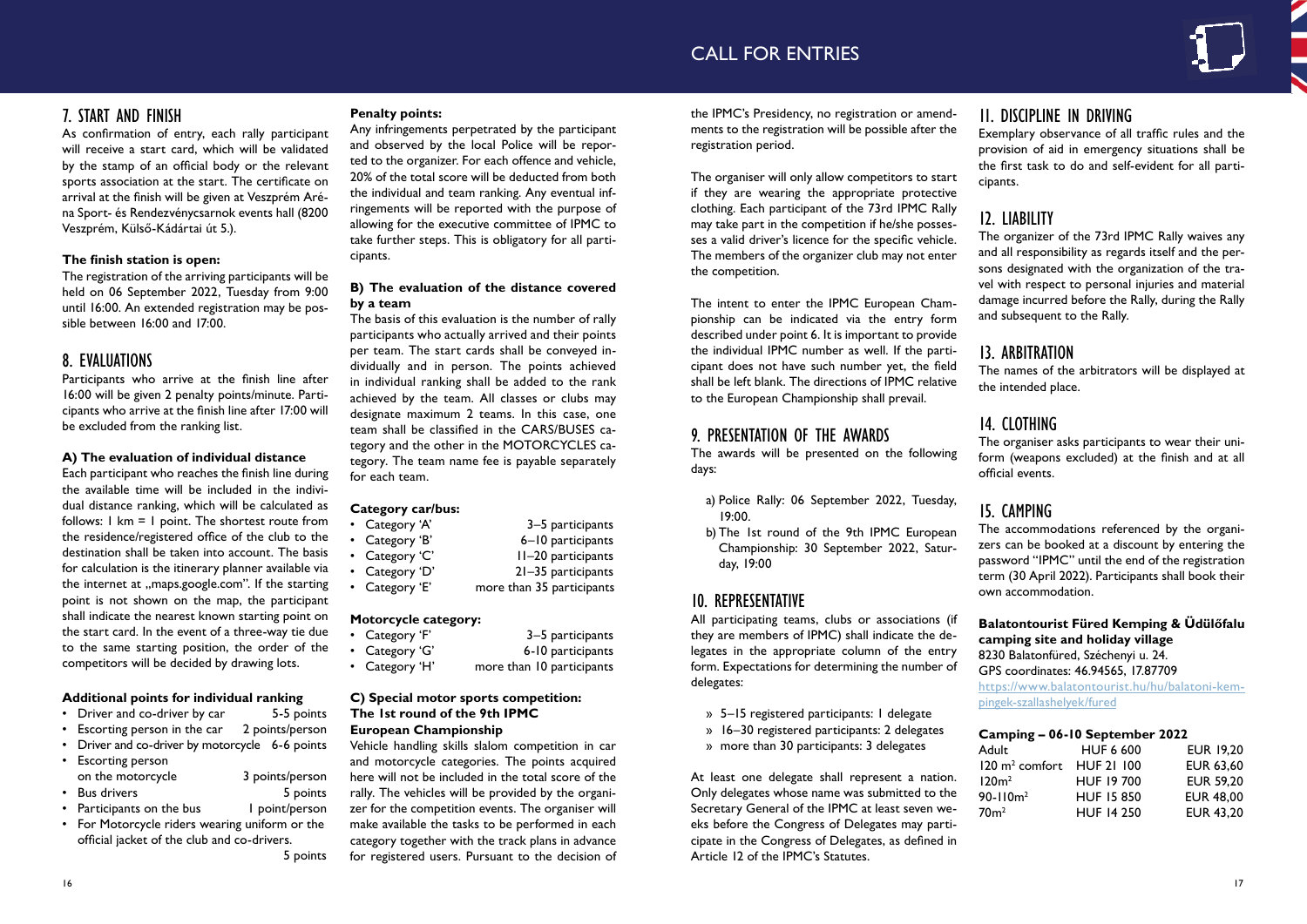## 7. START AND FINISH

As confirmation of entry, each rally participant will receive a start card, which will be validated by the stamp of an official body or the relevant sports association at the start. The certificate on arrival at the finish will be given at Veszprém Aréna Sport- és Rendezvénycsarnok events hall (8200 Veszprém, Külső-Kádártai út 5.).

**The finish station is open:**

The registration of the arriving participants will be held on 06 September 2022, Tuesday from 9:00 until 16:00. An extended registration may be possible between 16:00 and 17:00.

## 8. EVALUATIONS

Participants who arrive at the finish line after 16:00 will be given 2 penalty points/minute. Participants who arrive at the finish line after 17:00 will be excluded from the ranking list.

**A) The evaluation of individual distance**

Each participant who reaches the finish line during the available time will be included in the individual distance ranking, which will be calculated as follows: 1 km = 1 point. The shortest route from the residence/registered office of the club to the destination shall be taken into account. The basis for calculation is the itinerary planner available via the internet at „maps.google.com". If the starting point is not shown on the map, the participant shall indicate the nearest known starting point on the start card. In the event of a three-way tie due to the same starting position, the order of the competitors will be decided by drawing lots.

**Additional points for individual ranking**

- Driver and co-driver by car — 5-5 points
- Escorting person in the car — 2 points/person
- Driver and co-driver by motorcycle — 6-6 points
- Escorting person on the motorcycle — 3 points/person
- Bus drivers — 5 points
- Participants on the bus — 1 point/person
- For Motorcycle riders wearing uniform or the official jacket of the club and co-drivers. — 5 points

**Penalty points:**

Any infringements perpetrated by the participant and observed by the local Police will be reported to the organizer. For each offence and vehicle, 20% of the total score will be deducted from both the individual and team ranking. Any eventual infringements will be reported with the purpose of allowing for the executive committee of IPMC to take further steps. This is obligatory for all participants.

**B) The evaluation of the distance covered by a team**

The basis of this evaluation is the number of rally participants who actually arrived and their points per team. The start cards shall be conveyed individually and in person. The points achieved in individual ranking shall be added to the rank achieved by the team. All classes or clubs may designate maximum 2 teams. In this case, one team shall be classified in the CARS/BUSES category and the other in the MOTORCYCLES category. The team name fee is payable separately for each team.

**Category car/bus:**

- Category 'A' — 3–5 participants
- Category 'B' — 6–10 participants
- Category 'C' — 11–20 participants
- Category 'D' — 21–35 participants
- Category 'E' — more than 35 participants

**Motorcycle category:**

- Category 'F' — 3–5 participants
- Category 'G' — 6-10 participants
- Category 'H' — more than 10 participants

**C) Special motor sports competition: The 1st round of the 9th IPMC European Championship**

Vehicle handling skills slalom competition in car and motorcycle categories. The points acquired here will not be included in the total score of the rally. The vehicles will be provided by the organizer for the competition events. The organiser will make available the tasks to be performed in each category together with the track plans in advance for registered users. Pursuant to the decision of the IPMC's Presidency, no registration or amendments to the registration will be possible after the registration period.

The organiser will only allow competitors to start if they are wearing the appropriate protective clothing. Each participant of the 73rd IPMC Rally may take part in the competition if he/she possesses a valid driver's licence for the specific vehicle. The members of the organizer club may not enter the competition.

The intent to enter the IPMC European Championship can be indicated via the entry form described under point 6. It is important to provide the individual IPMC number as well. If the participant does not have such number yet, the field shall be left blank. The directions of IPMC relative to the European Championship shall prevail.

## 9. PRESENTATION OF THE AWARDS

The awards will be presented on the following days:

a) Police Rally: 06 September 2022, Tuesday, 19:00.
b) The 1st round of the 9th IPMC European Championship: 30 September 2022, Saturday, 19:00

## 10. REPRESENTATIVE

All participating teams, clubs or associations (if they are members of IPMC) shall indicate the delegates in the appropriate column of the entry form. Expectations for determining the number of delegates:

- 5–15 registered participants: 1 delegate
- 16–30 registered participants: 2 delegates
- more than 30 participants: 3 delegates

At least one delegate shall represent a nation. Only delegates whose name was submitted to the Secretary General of the IPMC at least seven weeks before the Congress of Delegates may participate in the Congress of Delegates, as defined in Article 12 of the IPMC's Statutes.

## 11. DISCIPLINE IN DRIVING

Exemplary observance of all traffic rules and the provision of aid in emergency situations shall be the first task to do and self-evident for all participants.

## 12. LIABILITY

The organizer of the 73rd IPMC Rally waives any and all responsibility as regards itself and the persons designated with the organization of the travel with respect to personal injuries and material damage incurred before the Rally, during the Rally and subsequent to the Rally.

## 13. ARBITRATION

The names of the arbitrators will be displayed at the intended place.

## 14. CLOTHING

The organiser asks participants to wear their uniform (weapons excluded) at the finish and at all official events.

## 15. CAMPING

The accommodations referenced by the organizers can be booked at a discount by entering the password "IPMC" until the end of the registration term (30 April 2022). Participants shall book their own accommodation.

**Balatontourist Füred Kemping & Üdülőfalu camping site and holiday village**
8230 Balatonfüred, Széchenyi u. 24.
GPS coordinates: 46.94565, 17.87709
https://www.balatontourist.hu/hu/balatoni-kempingek-szallashelyek/fured

**Camping – 06-10 September 2022**

| | | |
|---|---|---|
| Adult | HUF 6 600 | EUR 19,20 |
| 120 m² comfort | HUF 21 100 | EUR 63,60 |
| 120m² | HUF 19 700 | EUR 59,20 |
| 90-110m² | HUF 15 850 | EUR 48,00 |
| 70m² | HUF 14 250 | EUR 43,20 |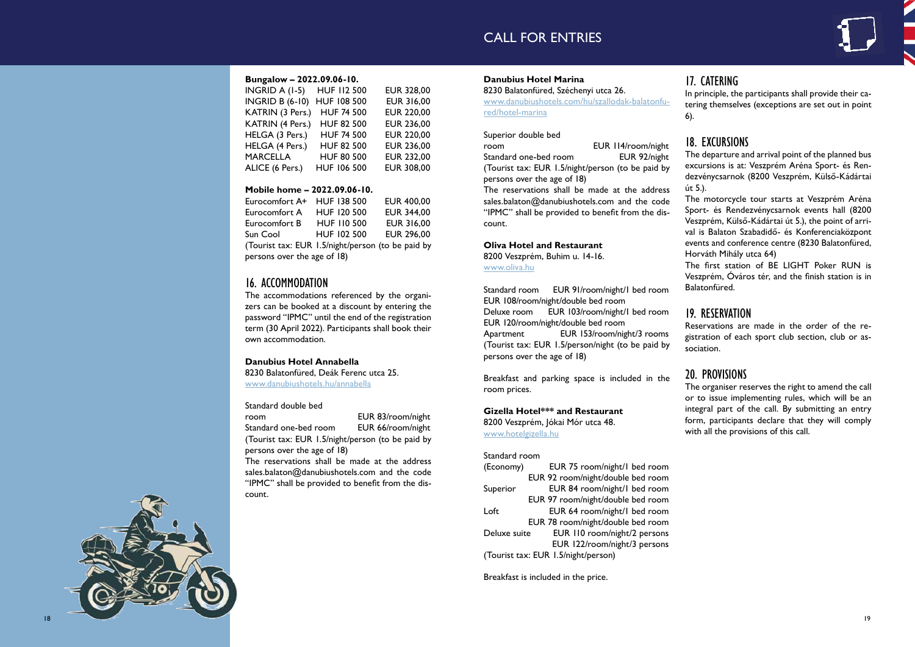**Bungalow – 2022.09.06-10.**

| | | |
|---|---|---|
| INGRID A (1-5) | HUF 112 500 | EUR 328,00 |
| INGRID B (6-10) | HUF 108 500 | EUR 316,00 |
| KATRIN (3 Pers.) | HUF 74 500 | EUR 220,00 |
| KATRIN (4 Pers.) | HUF 82 500 | EUR 236,00 |
| HELGA (3 Pers.) | HUF 74 500 | EUR 220,00 |
| HELGA (4 Pers.) | HUF 82 500 | EUR 236,00 |
| MARCELLA | HUF 80 500 | EUR 232,00 |
| ALICE (6 Pers.) | HUF 106 500 | EUR 308,00 |

**Mobile home – 2022.09.06-10.**

| | | |
|---|---|---|
| Eurocomfort A+ | HUF 138 500 | EUR 400,00 |
| Eurocomfort A | HUF 120 500 | EUR 344,00 |
| Eurocomfort B | HUF 110 500 | EUR 316,00 |
| Sun Cool | HUF 102 500 | EUR 296,00 |

(Tourist tax: EUR 1.5/night/person (to be paid by persons over the age of 18)

## 16. ACCOMMODATION

The accommodations referenced by the organizers can be booked at a discount by entering the password "IPMC" until the end of the registration term (30 April 2022). Participants shall book their own accommodation.

**Danubius Hotel Annabella**
8230 Balatonfüred, Deák Ferenc utca 25.
www.danubiushotels.hu/annabella

Standard double bed room EUR 83/room/night
Standard one-bed room EUR 66/room/night
(Tourist tax: EUR 1.5/night/person (to be paid by persons over the age of 18)
The reservations shall be made at the address sales.balaton@danubiushotels.com and the code "IPMC" shall be provided to benefit from the discount.

**Danubius Hotel Marina**
8230 Balatonfüred, Széchenyi utca 26.
www.danubiushotels.com/hu/szallodak-balatonfured/hotel-marina

Superior double bed room EUR 114/room/night
Standard one-bed room EUR 92/night
(Tourist tax: EUR 1.5/night/person (to be paid by persons over the age of 18)
The reservations shall be made at the address sales.balaton@danubiushotels.com and the code "IPMC" shall be provided to benefit from the discount.

**Oliva Hotel and Restaurant**
8200 Veszprém, Buhim u. 14-16.
www.oliva.hu

Standard room EUR 91/room/night/1 bed room
EUR 108/room/night/double bed room
Deluxe room EUR 103/room/night/1 bed room
EUR 120/room/night/double bed room
Apartment EUR 153/room/night/3 rooms
(Tourist tax: EUR 1.5/person/night (to be paid by persons over the age of 18)

Breakfast and parking space is included in the room prices.

**Gizella Hotel*** and Restaurant**
8200 Veszprém, Jókai Mór utca 48.
www.hotelgizella.hu

Standard room
(Economy) EUR 75 room/night/1 bed room
EUR 92 room/night/double bed room
Superior EUR 84 room/night/1 bed room
EUR 97 room/night/double bed room
Loft EUR 64 room/night/1 bed room
EUR 78 room/night/double bed room
Deluxe suite EUR 110 room/night/2 persons
EUR 122/room/night/3 persons
(Tourist tax: EUR 1.5/night/person)

Breakfast is included in the price.

## 17. CATERING

In principle, the participants shall provide their catering themselves (exceptions are set out in point 6).

## 18. EXCURSIONS

The departure and arrival point of the planned bus excursions is at: Veszprém Aréna Sport- és Rendezvénycsarnok (8200 Veszprém, Külső-Kádártai út 5.).
The motorcycle tour starts at Veszprém Aréna Sport- és Rendezvénycsarnok events hall (8200 Veszprém, Külső-Kádártai út 5.), the point of arrival is Balaton Szabadidő- és Konferenciaközpont events and conference centre (8230 Balatonfüred, Horváth Mihály utca 64)
The first station of BE LIGHT Poker RUN is Veszprém, Óváros tér, and the finish station is in Balatonfüred.

## 19. RESERVATION

Reservations are made in the order of the registration of each sport club section, club or association.

## 20. PROVISIONS

The organiser reserves the right to amend the call or to issue implementing rules, which will be an integral part of the call. By submitting an entry form, participants declare that they will comply with all the provisions of this call.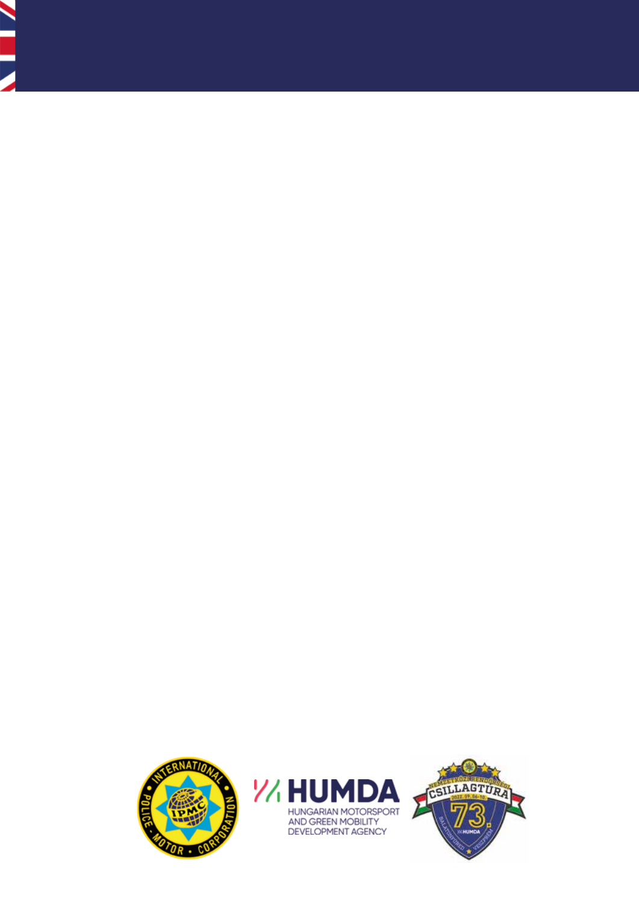HUMDA

HUNGARIAN MOTORSPORT AND GREEN MOBILITY DEVELOPMENT AGENCY